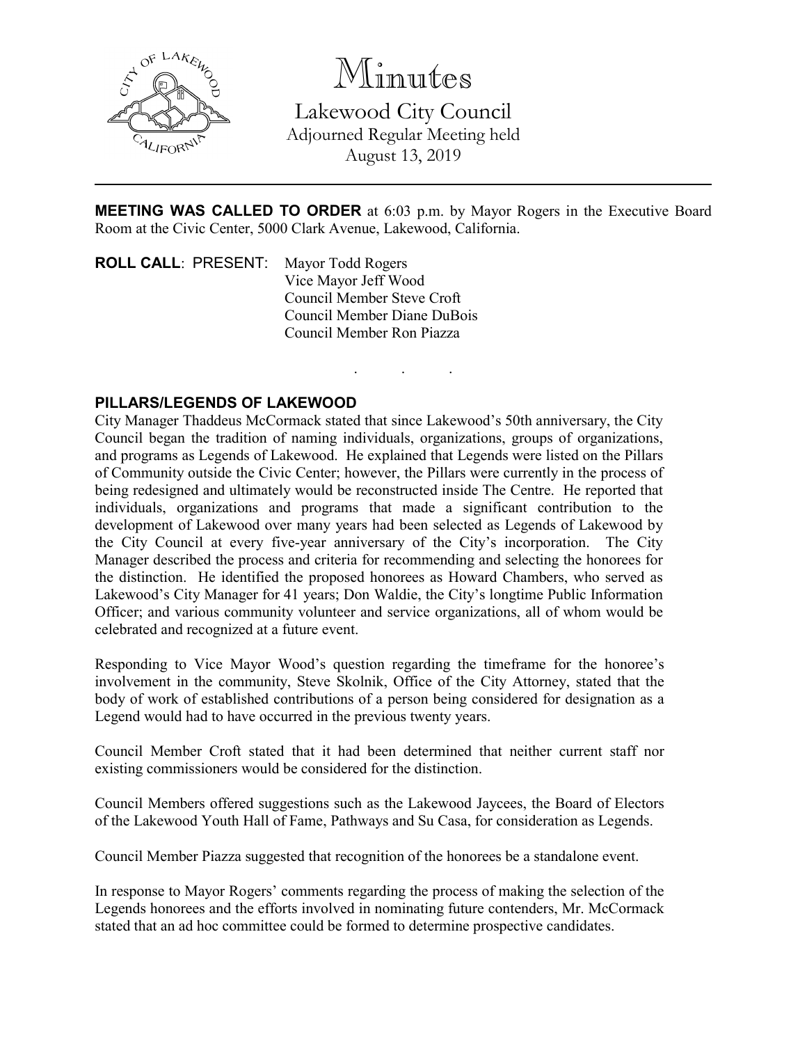# Minutes

## Lakewood City Council

Adjourned Regular Meeting held
August 13, 2019

---

**MEETING WAS CALLED TO ORDER** at 6:03 p.m. by Mayor Rogers in the Executive Board Room at the Civic Center, 5000 Clark Avenue, Lakewood, California.

**ROLL CALL**: PRESENT: Mayor Todd Rogers
Vice Mayor Jeff Wood
Council Member Steve Croft
Council Member Diane DuBois
Council Member Ron Piazza

. . .

**PILLARS/LEGENDS OF LAKEWOOD**

City Manager Thaddeus McCormack stated that since Lakewood's 50th anniversary, the City Council began the tradition of naming individuals, organizations, groups of organizations, and programs as Legends of Lakewood. He explained that Legends were listed on the Pillars of Community outside the Civic Center; however, the Pillars were currently in the process of being redesigned and ultimately would be reconstructed inside The Centre. He reported that individuals, organizations and programs that made a significant contribution to the development of Lakewood over many years had been selected as Legends of Lakewood by the City Council at every five-year anniversary of the City's incorporation. The City Manager described the process and criteria for recommending and selecting the honorees for the distinction. He identified the proposed honorees as Howard Chambers, who served as Lakewood's City Manager for 41 years; Don Waldie, the City's longtime Public Information Officer; and various community volunteer and service organizations, all of whom would be celebrated and recognized at a future event.

Responding to Vice Mayor Wood's question regarding the timeframe for the honoree's involvement in the community, Steve Skolnik, Office of the City Attorney, stated that the body of work of established contributions of a person being considered for designation as a Legend would had to have occurred in the previous twenty years.

Council Member Croft stated that it had been determined that neither current staff nor existing commissioners would be considered for the distinction.

Council Members offered suggestions such as the Lakewood Jaycees, the Board of Electors of the Lakewood Youth Hall of Fame, Pathways and Su Casa, for consideration as Legends.

Council Member Piazza suggested that recognition of the honorees be a standalone event.

In response to Mayor Rogers' comments regarding the process of making the selection of the Legends honorees and the efforts involved in nominating future contenders, Mr. McCormack stated that an ad hoc committee could be formed to determine prospective candidates.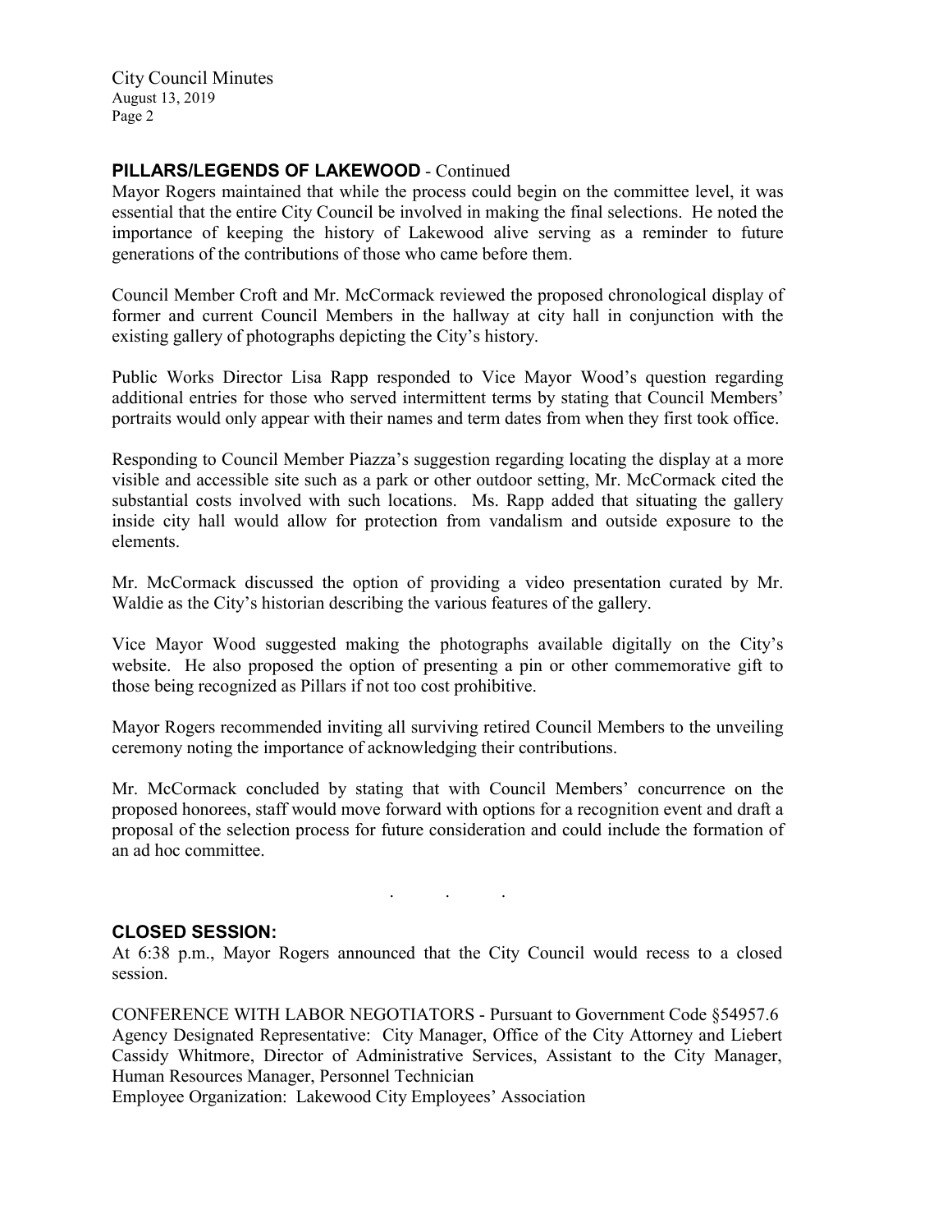## PILLARS/LEGENDS OF LAKEWOOD - Continued

Mayor Rogers maintained that while the process could begin on the committee level, it was essential that the entire City Council be involved in making the final selections. He noted the importance of keeping the history of Lakewood alive serving as a reminder to future generations of the contributions of those who came before them.

Council Member Croft and Mr. McCormack reviewed the proposed chronological display of former and current Council Members in the hallway at city hall in conjunction with the existing gallery of photographs depicting the City's history.

Public Works Director Lisa Rapp responded to Vice Mayor Wood's question regarding additional entries for those who served intermittent terms by stating that Council Members' portraits would only appear with their names and term dates from when they first took office.

Responding to Council Member Piazza's suggestion regarding locating the display at a more visible and accessible site such as a park or other outdoor setting, Mr. McCormack cited the substantial costs involved with such locations. Ms. Rapp added that situating the gallery inside city hall would allow for protection from vandalism and outside exposure to the elements.

Mr. McCormack discussed the option of providing a video presentation curated by Mr. Waldie as the City's historian describing the various features of the gallery.

Vice Mayor Wood suggested making the photographs available digitally on the City's website. He also proposed the option of presenting a pin or other commemorative gift to those being recognized as Pillars if not too cost prohibitive.

Mayor Rogers recommended inviting all surviving retired Council Members to the unveiling ceremony noting the importance of acknowledging their contributions.

Mr. McCormack concluded by stating that with Council Members' concurrence on the proposed honorees, staff would move forward with options for a recognition event and draft a proposal of the selection process for future consideration and could include the formation of an ad hoc committee.

. . .

## CLOSED SESSION:

At 6:38 p.m., Mayor Rogers announced that the City Council would recess to a closed session.

CONFERENCE WITH LABOR NEGOTIATORS - Pursuant to Government Code §54957.6
Agency Designated Representative: City Manager, Office of the City Attorney and Liebert Cassidy Whitmore, Director of Administrative Services, Assistant to the City Manager, Human Resources Manager, Personnel Technician
Employee Organization: Lakewood City Employees' Association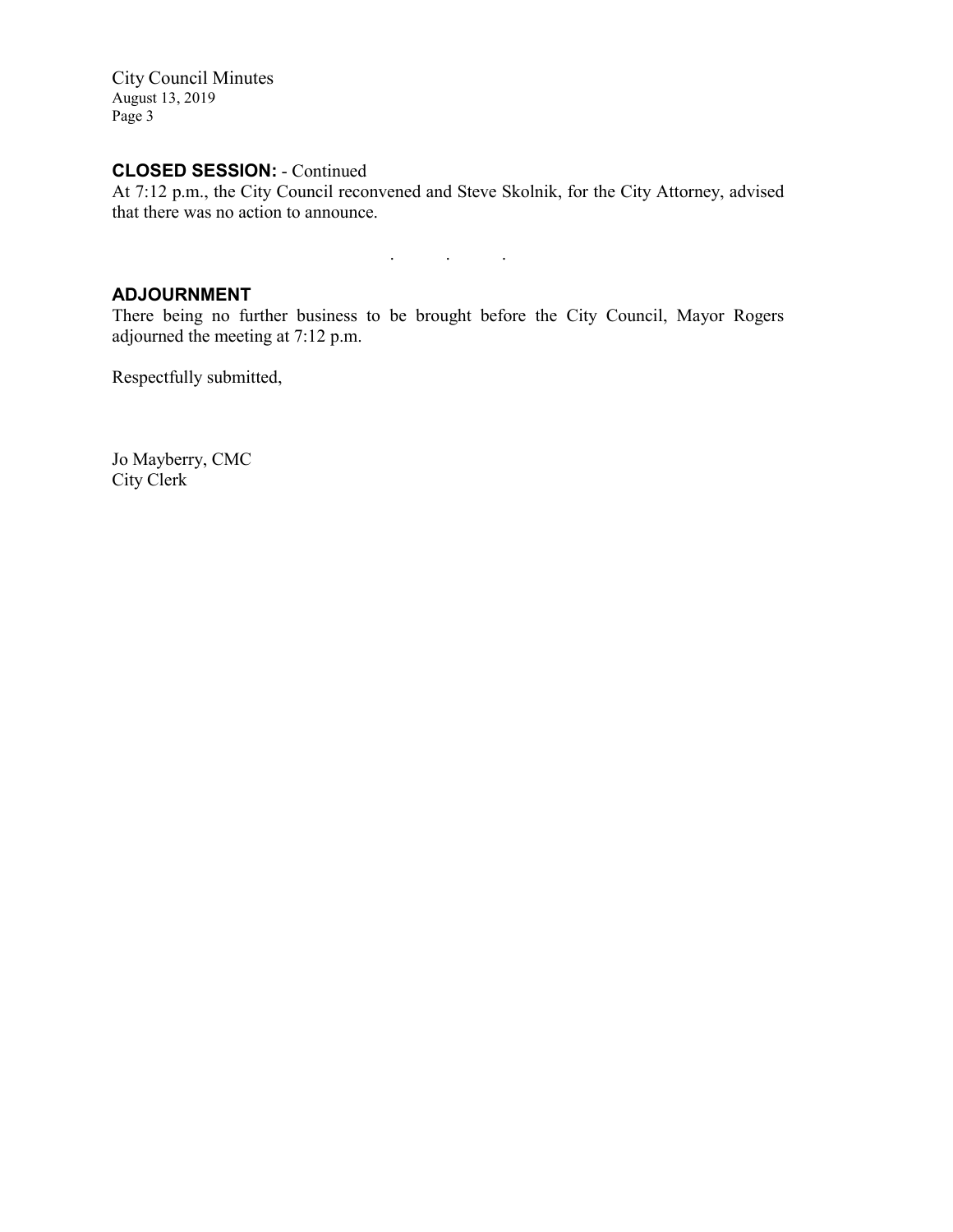**CLOSED SESSION:** - Continued

At 7:12 p.m., the City Council reconvened and Steve Skolnik, for the City Attorney, advised that there was no action to announce.

. . .

**ADJOURNMENT**

There being no further business to be brought before the City Council, Mayor Rogers adjourned the meeting at 7:12 p.m.

Respectfully submitted,

Jo Mayberry, CMC
City Clerk